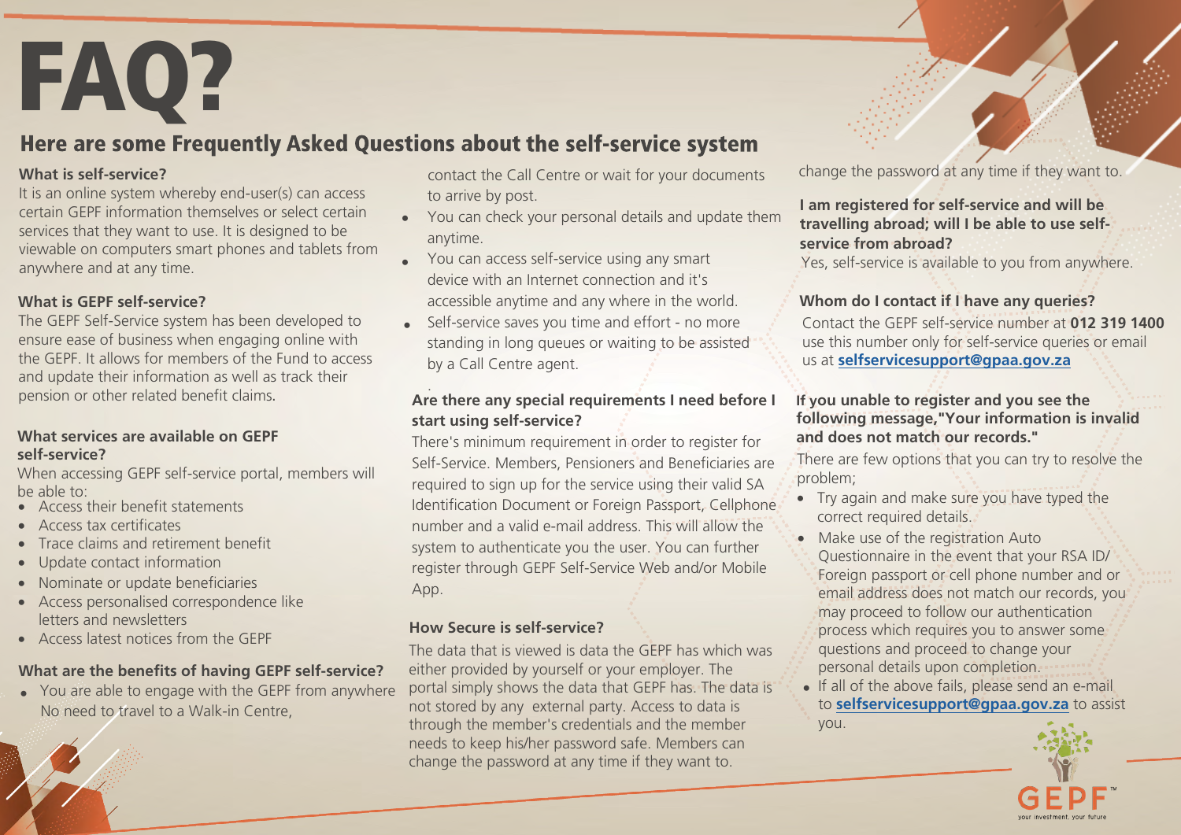# FAQ?

## Here are some Frequently Asked Questions about the self-service system

**What is self-service?**

It is an online system whereby end-user(s) can access certain GEPF information themselves or select certain services that they want to use. It is designed to be viewable on computers smart phones and tablets from anywhere and at any time.

**What is GEPF self-service?**

The GEPF Self-Service system has been developed to ensure ease of business when engaging online with the GEPF. It allows for members of the Fund to access and update their information as well as track their pension or other related benefit claims.

**What services are available on GEPF self-service?**

When accessing GEPF self-service portal, members will be able to:

- Access their benefit statements
- Access tax certificates
- Trace claims and retirement benefit
- Update contact information
- Nominate or update beneficiaries
- Access personalised correspondence like letters and newsletters
- Access latest notices from the GEPF

**What are the benefits of having GEPF self-service?**

- You are able to engage with the GEPF from anywhere No need to travel to a Walk-in Centre, contact the Call Centre or wait for your documents to arrive by post.
- You can check your personal details and update them anytime.
- You can access self-service using any smart device with an Internet connection and it's accessible anytime and any where in the world.
- Self-service saves you time and effort - no more standing in long queues or waiting to be assisted by a Call Centre agent.

**Are there any special requirements I need before I start using self-service?**

There's minimum requirement in order to register for Self-Service. Members, Pensioners and Beneficiaries are required to sign up for the service using their valid SA Identification Document or Foreign Passport, Cellphone number and a valid e-mail address. This will allow the system to authenticate you the user. You can further register through GEPF Self-Service Web and/or Mobile App.

**How Secure is self-service?**

The data that is viewed is data the GEPF has which was either provided by yourself or your employer. The portal simply shows the data that GEPF has. The data is not stored by any external party. Access to data is through the member's credentials and the member needs to keep his/her password safe. Members can change the password at any time if they want to.

**I am registered for self-service and will be travelling abroad; will I be able to use self-service from abroad?**

Yes, self-service is available to you from anywhere.

**Whom do I contact if I have any queries?**

Contact the GEPF self-service number at **012 319 1400** use this number only for self-service queries or email us at **selfservicesupport@gpaa.gov.za**

**If you unable to register and you see the following message,"Your information is invalid and does not match our records."**

There are few options that you can try to resolve the problem;

- Try again and make sure you have typed the correct required details.
- Make use of the registration Auto Questionnaire in the event that your RSA ID/ Foreign passport or cell phone number and or email address does not match our records, you may proceed to follow our authentication process which requires you to answer some questions and proceed to change your personal details upon completion.
- If all of the above fails, please send an e-mail to **selfservicesupport@gpaa.gov.za** to assist you.

GEPF™ your investment, your future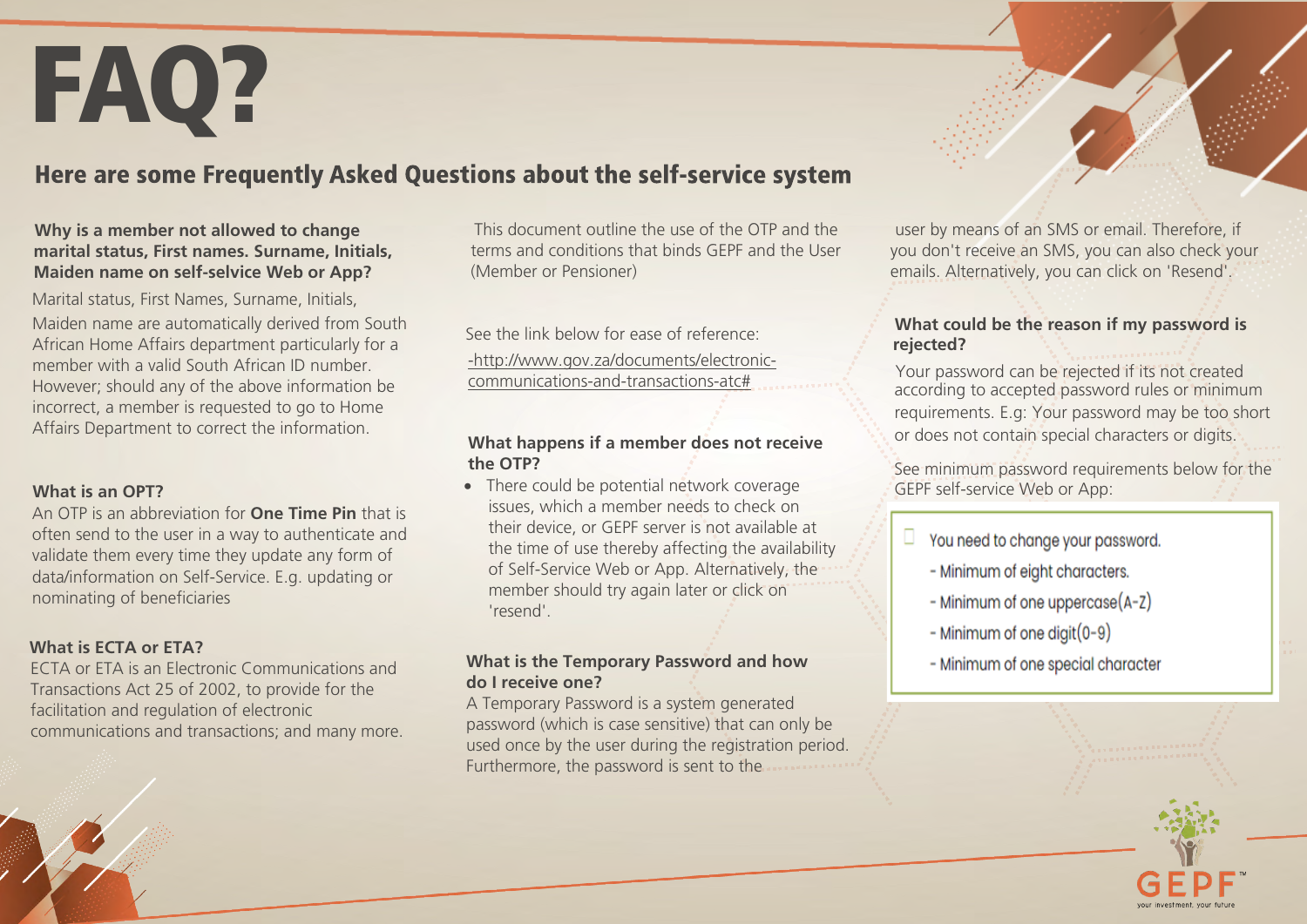# FAQ?

## Here are some Frequently Asked Questions about the self-service system

**Why is a member not allowed to change marital status, First names. Surname, Initials, Maiden name on self-selvice Web or App?**

Marital status, First Names, Surname, Initials, Maiden name are automatically derived from South African Home Affairs department particularly for a member with a valid South African ID number. However; should any of the above information be incorrect, a member is requested to go to Home Affairs Department to correct the information.

**What is an OPT?**

An OTP is an abbreviation for **One Time Pin** that is often send to the user in a way to authenticate and validate them every time they update any form of data/information on Self-Service. E.g. updating or nominating of beneficiaries

**What is ECTA or ETA?**

ECTA or ETA is an Electronic Communications and Transactions Act 25 of 2002, to provide for the facilitation and regulation of electronic communications and transactions; and many more. This document outline the use of the OTP and the terms and conditions that binds GEPF and the User (Member or Pensioner)

See the link below for ease of reference:

-http://www.gov.za/documents/electronic-communications-and-transactions-atc#

**What happens if a member does not receive the OTP?**

- There could be potential network coverage issues, which a member needs to check on their device, or GEPF server is not available at the time of use thereby affecting the availability of Self-Service Web or App. Alternatively, the member should try again later or click on 'resend'.

**What is the Temporary Password and how do I receive one?**

A Temporary Password is a system generated password (which is case sensitive) that can only be used once by the user during the registration period. Furthermore, the password is sent to the user by means of an SMS or email. Therefore, if you don't receive an SMS, you can also check your emails. Alternatively, you can click on 'Resend'.

**What could be the reason if my password is rejected?**

Your password can be rejected if its not created according to accepted password rules or minimum requirements. E.g: Your password may be too short or does not contain special characters or digits.

See minimum password requirements below for the GEPF self-service Web or App:

You need to change your password.

- Minimum of eight characters.
- Minimum of one uppercase(A-Z)
- Minimum of one digit(0-9)
- Minimum of one special character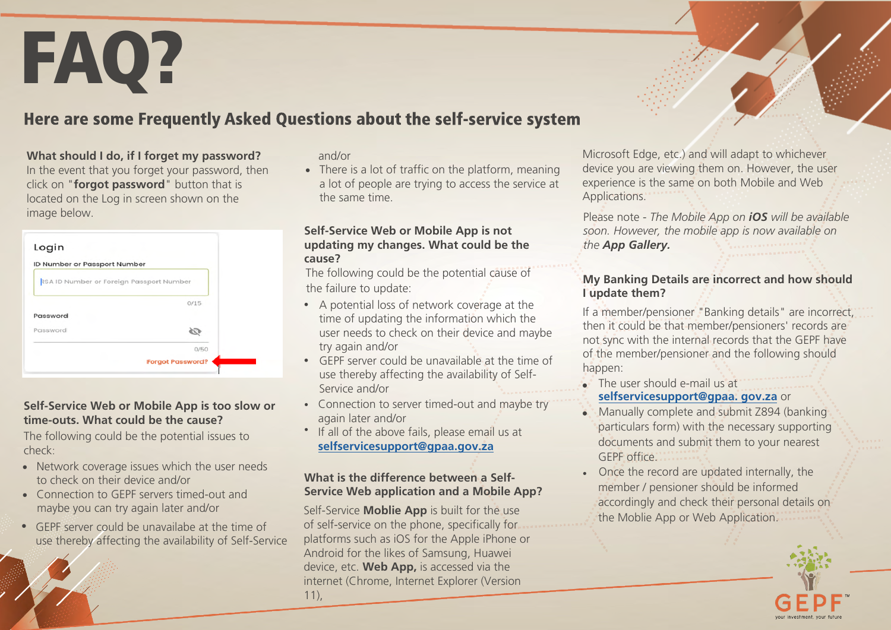# FAQ?

## Here are some Frequently Asked Questions about the self-service system

**What should I do, if I forget my password?**
In the event that you forget your password, then click on "**forgot password**" button that is located on the Log in screen shown on the image below.

Login
ID Number or Passport Number
RSA ID Number or Foreign Passport Number
0/15
Password
Password
0/50
Forgot Password?

**Self-Service Web or Mobile App is too slow or time-outs. What could be the cause?**
The following could be the potential issues to check:

- Network coverage issues which the user needs to check on their device and/or
- Connection to GEPF servers timed-out and maybe you can try again later and/or
- GEPF server could be unavailabe at the time of use thereby affecting the availability of Self-Service and/or
- There is a lot of traffic on the platform, meaning a lot of people are trying to access the service at the same time.

**Self-Service Web or Mobile App is not updating my changes. What could be the cause?**
The following could be the potential cause of the failure to update:

- A potential loss of network coverage at the time of updating the information which the user needs to check on their device and maybe try again and/or
- GEPF server could be unavailable at the time of use thereby affecting the availability of Self-Service and/or
- Connection to server timed-out and maybe try again later and/or
- If all of the above fails, please email us at **selfservicesupport@gpaa.gov.za**

**What is the difference between a Self-Service Web application and a Mobile App?**
Self-Service **Moblie App** is built for the use of self-service on the phone, specifically for platforms such as iOS for the Apple iPhone or Android for the likes of Samsung, Huawei device, etc. **Web App,** is accessed via the internet (Chrome, Internet Explorer (Version 11), Microsoft Edge, etc.) and will adapt to whichever device you are viewing them on. However, the user experience is the same on both Mobile and Web Applications.

Please note - *The Mobile App on **iOS** will be available soon. However, the mobile app is now available on the **App Gallery.***

**My Banking Details are incorrect and how should I update them?**
If a member/pensioner "Banking details" are incorrect, then it could be that member/pensioners' records are not sync with the internal records that the GEPF have of the member/pensioner and the following should happen:

- The user should e-mail us at **selfservicesupport@gpaa. gov.za** or
- Manually complete and submit Z894 (banking particulars form) with the necessary supporting documents and submit them to your nearest GEPF office.
- Once the record are updated internally, the member / pensioner should be informed accordingly and check their personal details on the Moblie App or Web Application.

GEPF
your investment, your future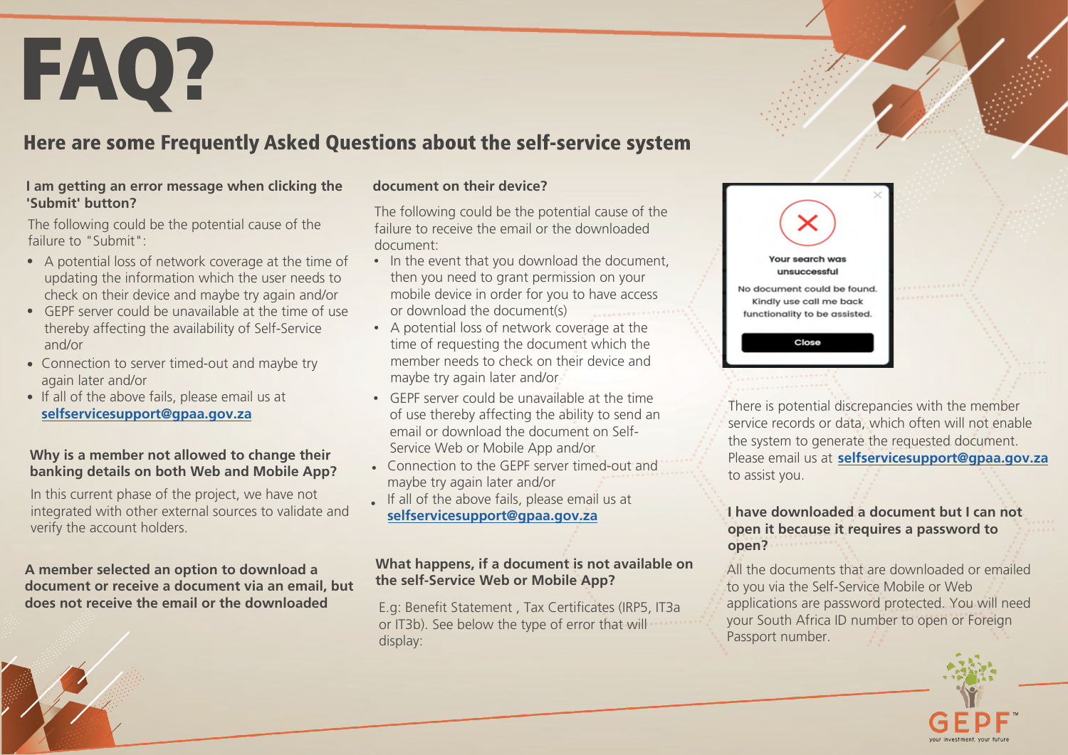# FAQ?

## Here are some Frequently Asked Questions about the self-service system

**I am getting an error message when clicking the 'Submit' button?**

The following could be the potential cause of the failure to "Submit":

- A potential loss of network coverage at the time of updating the information which the user needs to check on their device and maybe try again and/or
- GEPF server could be unavailable at the time of use thereby affecting the availability of Self-Service and/or
- Connection to server timed-out and maybe try again later and/or
- If all of the above fails, please email us at **selfservicesupport@gpaa.gov.za**

**Why is a member not allowed to change their banking details on both Web and Mobile App?**

In this current phase of the project, we have not integrated with other external sources to validate and verify the account holders.

**A member selected an option to download a document or receive a document via an email, but does not receive the email or the downloaded document on their device?**

The following could be the potential cause of the failure to receive the email or the downloaded document:

- In the event that you download the document, then you need to grant permission on your mobile device in order for you to have access or download the document(s)
- A potential loss of network coverage at the time of requesting the document which the member needs to check on their device and maybe try again later and/or
- GEPF server could be unavailable at the time of use thereby affecting the ability to send an email or download the document on Self-Service Web or Mobile App and/or
- Connection to the GEPF server timed-out and maybe try again later and/or
- If all of the above fails, please email us at **selfservicesupport@gpaa.gov.za**

**What happens, if a document is not available on the self-Service Web or Mobile App?**

E.g: Benefit Statement , Tax Certificates (IRP5, IT3a or IT3b). See below the type of error that will display:

Your search was unsuccessful

No document could be found. Kindly use call me back functionality to be assisted.

Close

There is potential discrepancies with the member service records or data, which often will not enable the system to generate the requested document. Please email us at **selfservicesupport@gpaa.gov.za** to assist you.

**I have downloaded a document but I can not open it because it requires a password to open?**

All the documents that are downloaded or emailed to you via the Self-Service Mobile or Web applications are password protected. You will need your South Africa ID number to open or Foreign Passport number.

GEPF™ your investment. your future